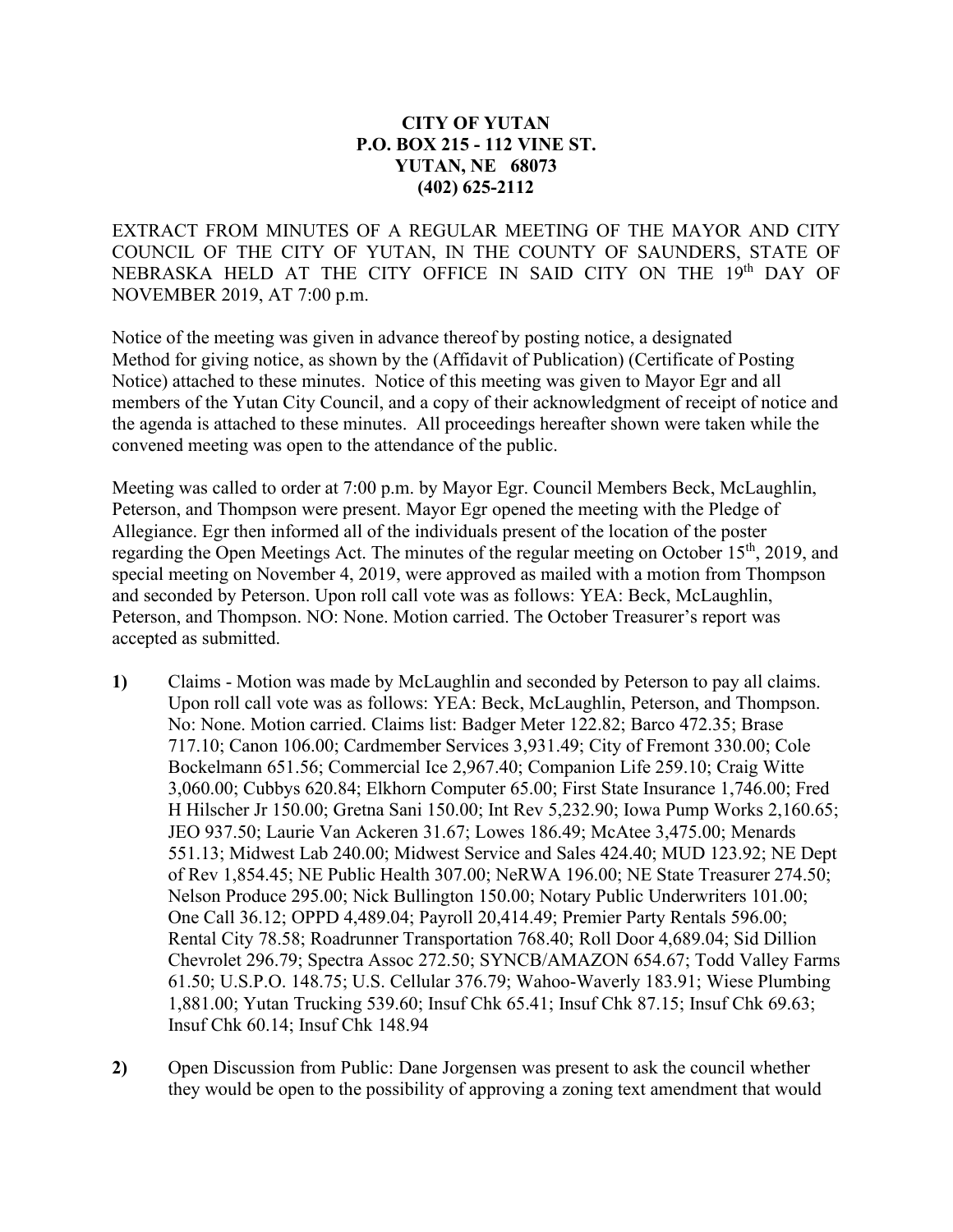**CITY OF YUTAN**
**P.O. BOX 215 - 112 VINE ST.**
**YUTAN, NE 68073**
**(402) 625-2112**

EXTRACT FROM MINUTES OF A REGULAR MEETING OF THE MAYOR AND CITY COUNCIL OF THE CITY OF YUTAN, IN THE COUNTY OF SAUNDERS, STATE OF NEBRASKA HELD AT THE CITY OFFICE IN SAID CITY ON THE 19th DAY OF NOVEMBER 2019, AT 7:00 p.m.

Notice of the meeting was given in advance thereof by posting notice, a designated Method for giving notice, as shown by the (Affidavit of Publication) (Certificate of Posting Notice) attached to these minutes. Notice of this meeting was given to Mayor Egr and all members of the Yutan City Council, and a copy of their acknowledgment of receipt of notice and the agenda is attached to these minutes. All proceedings hereafter shown were taken while the convened meeting was open to the attendance of the public.

Meeting was called to order at 7:00 p.m. by Mayor Egr. Council Members Beck, McLaughlin, Peterson, and Thompson were present. Mayor Egr opened the meeting with the Pledge of Allegiance. Egr then informed all of the individuals present of the location of the poster regarding the Open Meetings Act. The minutes of the regular meeting on October 15th, 2019, and special meeting on November 4, 2019, were approved as mailed with a motion from Thompson and seconded by Peterson. Upon roll call vote was as follows: YEA: Beck, McLaughlin, Peterson, and Thompson. NO: None. Motion carried. The October Treasurer's report was accepted as submitted.

**1)** Claims - Motion was made by McLaughlin and seconded by Peterson to pay all claims. Upon roll call vote was as follows: YEA: Beck, McLaughlin, Peterson, and Thompson. No: None. Motion carried. Claims list: Badger Meter 122.82; Barco 472.35; Brase 717.10; Canon 106.00; Cardmember Services 3,931.49; City of Fremont 330.00; Cole Bockelmann 651.56; Commercial Ice 2,967.40; Companion Life 259.10; Craig Witte 3,060.00; Cubbys 620.84; Elkhorn Computer 65.00; First State Insurance 1,746.00; Fred H Hilscher Jr 150.00; Gretna Sani 150.00; Int Rev 5,232.90; Iowa Pump Works 2,160.65; JEO 937.50; Laurie Van Ackeren 31.67; Lowes 186.49; McAtee 3,475.00; Menards 551.13; Midwest Lab 240.00; Midwest Service and Sales 424.40; MUD 123.92; NE Dept of Rev 1,854.45; NE Public Health 307.00; NeRWA 196.00; NE State Treasurer 274.50; Nelson Produce 295.00; Nick Bullington 150.00; Notary Public Underwriters 101.00; One Call 36.12; OPPD 4,489.04; Payroll 20,414.49; Premier Party Rentals 596.00; Rental City 78.58; Roadrunner Transportation 768.40; Roll Door 4,689.04; Sid Dillion Chevrolet 296.79; Spectra Assoc 272.50; SYNCB/AMAZON 654.67; Todd Valley Farms 61.50; U.S.P.O. 148.75; U.S. Cellular 376.79; Wahoo-Waverly 183.91; Wiese Plumbing 1,881.00; Yutan Trucking 539.60; Insuf Chk 65.41; Insuf Chk 87.15; Insuf Chk 69.63; Insuf Chk 60.14; Insuf Chk 148.94

**2)** Open Discussion from Public: Dane Jorgensen was present to ask the council whether they would be open to the possibility of approving a zoning text amendment that would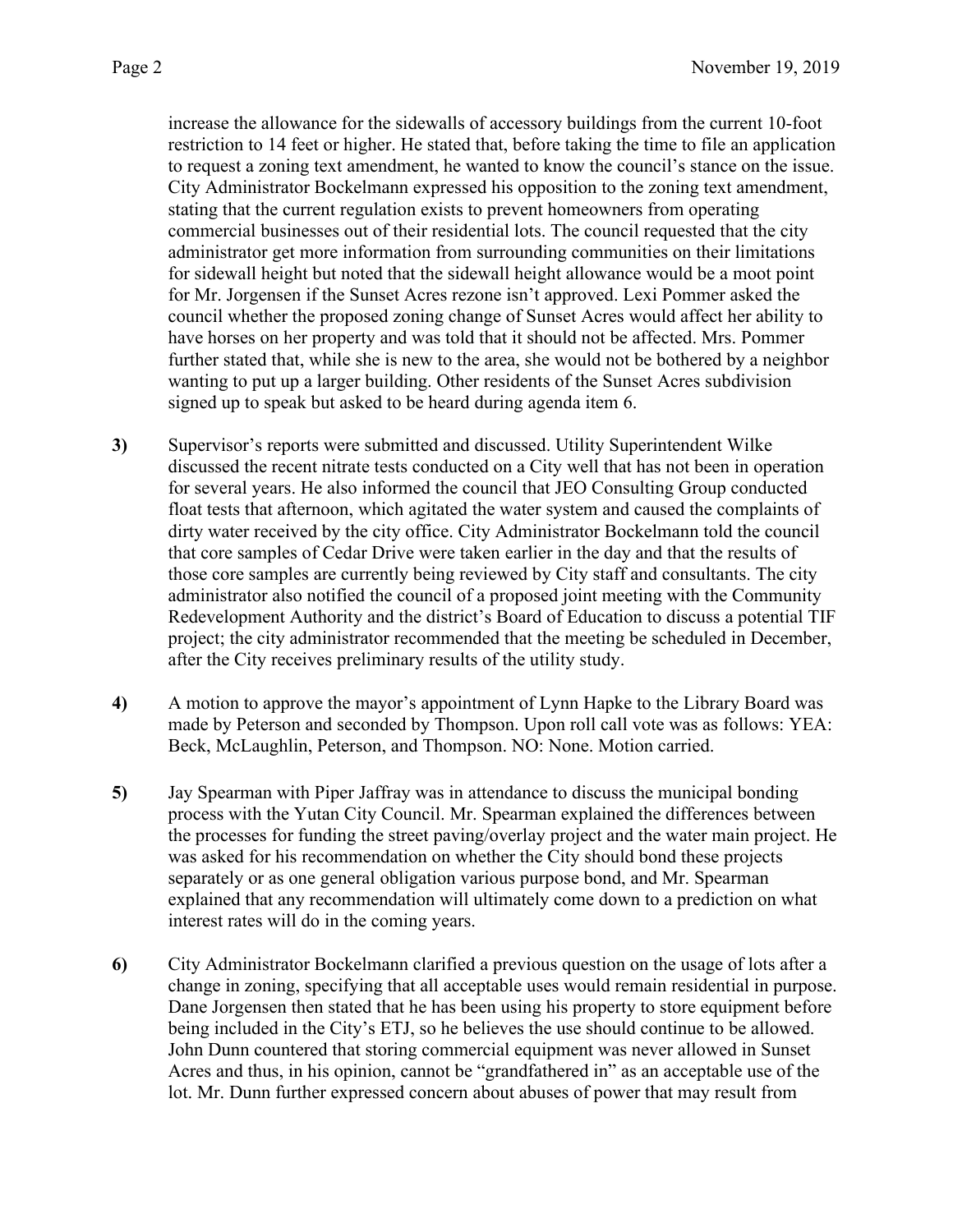increase the allowance for the sidewalls of accessory buildings from the current 10-foot restriction to 14 feet or higher. He stated that, before taking the time to file an application to request a zoning text amendment, he wanted to know the council's stance on the issue. City Administrator Bockelmann expressed his opposition to the zoning text amendment, stating that the current regulation exists to prevent homeowners from operating commercial businesses out of their residential lots. The council requested that the city administrator get more information from surrounding communities on their limitations for sidewall height but noted that the sidewall height allowance would be a moot point for Mr. Jorgensen if the Sunset Acres rezone isn't approved. Lexi Pommer asked the council whether the proposed zoning change of Sunset Acres would affect her ability to have horses on her property and was told that it should not be affected. Mrs. Pommer further stated that, while she is new to the area, she would not be bothered by a neighbor wanting to put up a larger building. Other residents of the Sunset Acres subdivision signed up to speak but asked to be heard during agenda item 6.

**3)** Supervisor's reports were submitted and discussed. Utility Superintendent Wilke discussed the recent nitrate tests conducted on a City well that has not been in operation for several years. He also informed the council that JEO Consulting Group conducted float tests that afternoon, which agitated the water system and caused the complaints of dirty water received by the city office. City Administrator Bockelmann told the council that core samples of Cedar Drive were taken earlier in the day and that the results of those core samples are currently being reviewed by City staff and consultants. The city administrator also notified the council of a proposed joint meeting with the Community Redevelopment Authority and the district's Board of Education to discuss a potential TIF project; the city administrator recommended that the meeting be scheduled in December, after the City receives preliminary results of the utility study.

**4)** A motion to approve the mayor's appointment of Lynn Hapke to the Library Board was made by Peterson and seconded by Thompson. Upon roll call vote was as follows: YEA: Beck, McLaughlin, Peterson, and Thompson. NO: None. Motion carried.

**5)** Jay Spearman with Piper Jaffray was in attendance to discuss the municipal bonding process with the Yutan City Council. Mr. Spearman explained the differences between the processes for funding the street paving/overlay project and the water main project. He was asked for his recommendation on whether the City should bond these projects separately or as one general obligation various purpose bond, and Mr. Spearman explained that any recommendation will ultimately come down to a prediction on what interest rates will do in the coming years.

**6)** City Administrator Bockelmann clarified a previous question on the usage of lots after a change in zoning, specifying that all acceptable uses would remain residential in purpose. Dane Jorgensen then stated that he has been using his property to store equipment before being included in the City's ETJ, so he believes the use should continue to be allowed. John Dunn countered that storing commercial equipment was never allowed in Sunset Acres and thus, in his opinion, cannot be "grandfathered in" as an acceptable use of the lot. Mr. Dunn further expressed concern about abuses of power that may result from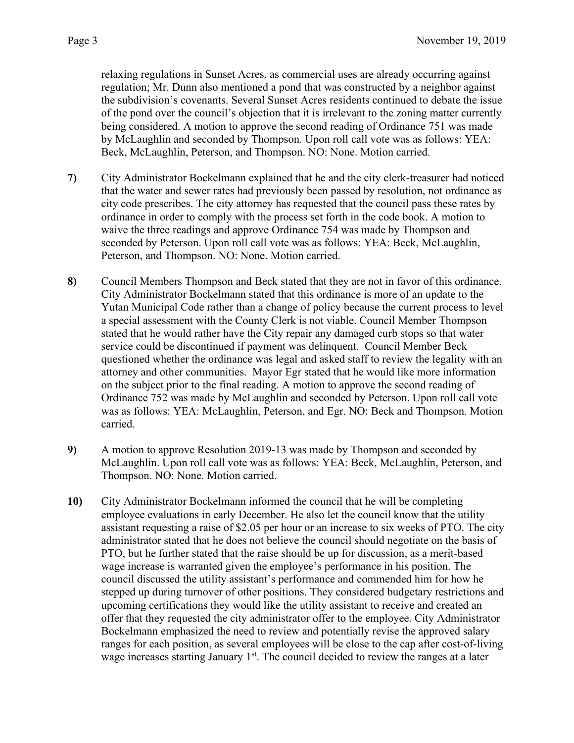relaxing regulations in Sunset Acres, as commercial uses are already occurring against regulation; Mr. Dunn also mentioned a pond that was constructed by a neighbor against the subdivision's covenants. Several Sunset Acres residents continued to debate the issue of the pond over the council's objection that it is irrelevant to the zoning matter currently being considered. A motion to approve the second reading of Ordinance 751 was made by McLaughlin and seconded by Thompson. Upon roll call vote was as follows: YEA: Beck, McLaughlin, Peterson, and Thompson. NO: None. Motion carried.

**7)** City Administrator Bockelmann explained that he and the city clerk-treasurer had noticed that the water and sewer rates had previously been passed by resolution, not ordinance as city code prescribes. The city attorney has requested that the council pass these rates by ordinance in order to comply with the process set forth in the code book. A motion to waive the three readings and approve Ordinance 754 was made by Thompson and seconded by Peterson. Upon roll call vote was as follows: YEA: Beck, McLaughlin, Peterson, and Thompson. NO: None. Motion carried.

**8)** Council Members Thompson and Beck stated that they are not in favor of this ordinance. City Administrator Bockelmann stated that this ordinance is more of an update to the Yutan Municipal Code rather than a change of policy because the current process to level a special assessment with the County Clerk is not viable. Council Member Thompson stated that he would rather have the City repair any damaged curb stops so that water service could be discontinued if payment was delinquent. Council Member Beck questioned whether the ordinance was legal and asked staff to review the legality with an attorney and other communities. Mayor Egr stated that he would like more information on the subject prior to the final reading. A motion to approve the second reading of Ordinance 752 was made by McLaughlin and seconded by Peterson. Upon roll call vote was as follows: YEA: McLaughlin, Peterson, and Egr. NO: Beck and Thompson. Motion carried.

**9)** A motion to approve Resolution 2019-13 was made by Thompson and seconded by McLaughlin. Upon roll call vote was as follows: YEA: Beck, McLaughlin, Peterson, and Thompson. NO: None. Motion carried.

**10)** City Administrator Bockelmann informed the council that he will be completing employee evaluations in early December. He also let the council know that the utility assistant requesting a raise of $2.05 per hour or an increase to six weeks of PTO. The city administrator stated that he does not believe the council should negotiate on the basis of PTO, but he further stated that the raise should be up for discussion, as a merit-based wage increase is warranted given the employee's performance in his position. The council discussed the utility assistant's performance and commended him for how he stepped up during turnover of other positions. They considered budgetary restrictions and upcoming certifications they would like the utility assistant to receive and created an offer that they requested the city administrator offer to the employee. City Administrator Bockelmann emphasized the need to review and potentially revise the approved salary ranges for each position, as several employees will be close to the cap after cost-of-living wage increases starting January 1st. The council decided to review the ranges at a later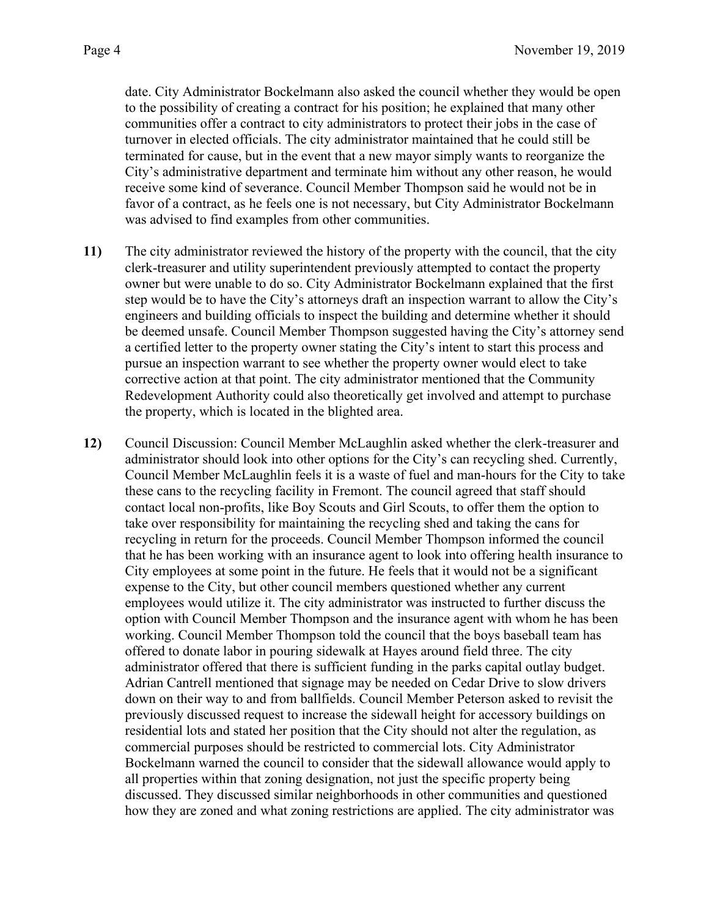date. City Administrator Bockelmann also asked the council whether they would be open to the possibility of creating a contract for his position; he explained that many other communities offer a contract to city administrators to protect their jobs in the case of turnover in elected officials. The city administrator maintained that he could still be terminated for cause, but in the event that a new mayor simply wants to reorganize the City's administrative department and terminate him without any other reason, he would receive some kind of severance. Council Member Thompson said he would not be in favor of a contract, as he feels one is not necessary, but City Administrator Bockelmann was advised to find examples from other communities.

**11)** The city administrator reviewed the history of the property with the council, that the city clerk-treasurer and utility superintendent previously attempted to contact the property owner but were unable to do so. City Administrator Bockelmann explained that the first step would be to have the City's attorneys draft an inspection warrant to allow the City's engineers and building officials to inspect the building and determine whether it should be deemed unsafe. Council Member Thompson suggested having the City's attorney send a certified letter to the property owner stating the City's intent to start this process and pursue an inspection warrant to see whether the property owner would elect to take corrective action at that point. The city administrator mentioned that the Community Redevelopment Authority could also theoretically get involved and attempt to purchase the property, which is located in the blighted area.

**12)** Council Discussion: Council Member McLaughlin asked whether the clerk-treasurer and administrator should look into other options for the City's can recycling shed. Currently, Council Member McLaughlin feels it is a waste of fuel and man-hours for the City to take these cans to the recycling facility in Fremont. The council agreed that staff should contact local non-profits, like Boy Scouts and Girl Scouts, to offer them the option to take over responsibility for maintaining the recycling shed and taking the cans for recycling in return for the proceeds. Council Member Thompson informed the council that he has been working with an insurance agent to look into offering health insurance to City employees at some point in the future. He feels that it would not be a significant expense to the City, but other council members questioned whether any current employees would utilize it. The city administrator was instructed to further discuss the option with Council Member Thompson and the insurance agent with whom he has been working. Council Member Thompson told the council that the boys baseball team has offered to donate labor in pouring sidewalk at Hayes around field three. The city administrator offered that there is sufficient funding in the parks capital outlay budget. Adrian Cantrell mentioned that signage may be needed on Cedar Drive to slow drivers down on their way to and from ballfields. Council Member Peterson asked to revisit the previously discussed request to increase the sidewall height for accessory buildings on residential lots and stated her position that the City should not alter the regulation, as commercial purposes should be restricted to commercial lots. City Administrator Bockelmann warned the council to consider that the sidewall allowance would apply to all properties within that zoning designation, not just the specific property being discussed. They discussed similar neighborhoods in other communities and questioned how they are zoned and what zoning restrictions are applied. The city administrator was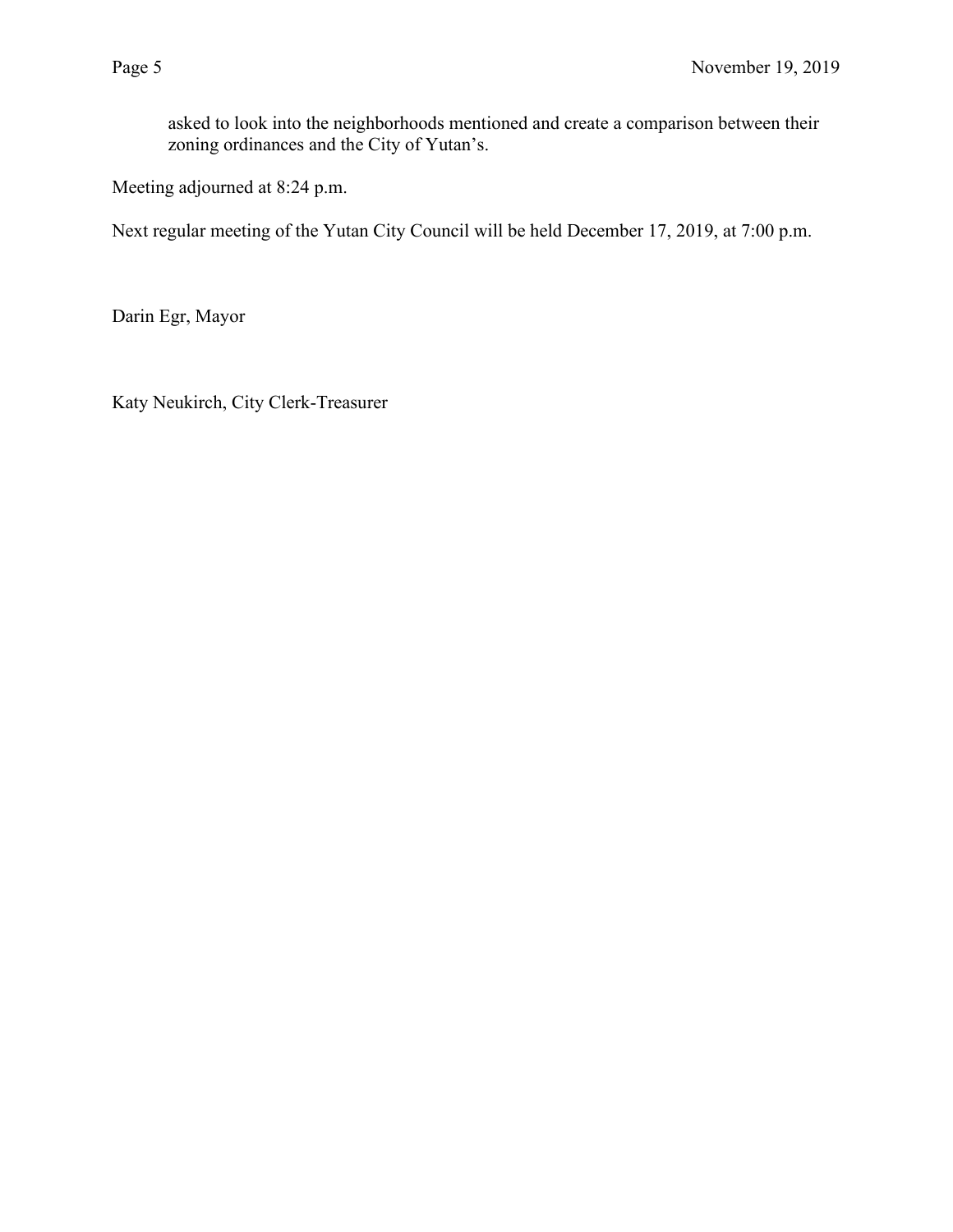asked to look into the neighborhoods mentioned and create a comparison between their zoning ordinances and the City of Yutan's.

Meeting adjourned at 8:24 p.m.

Next regular meeting of the Yutan City Council will be held December 17, 2019, at 7:00 p.m.

Darin Egr, Mayor

Katy Neukirch, City Clerk-Treasurer